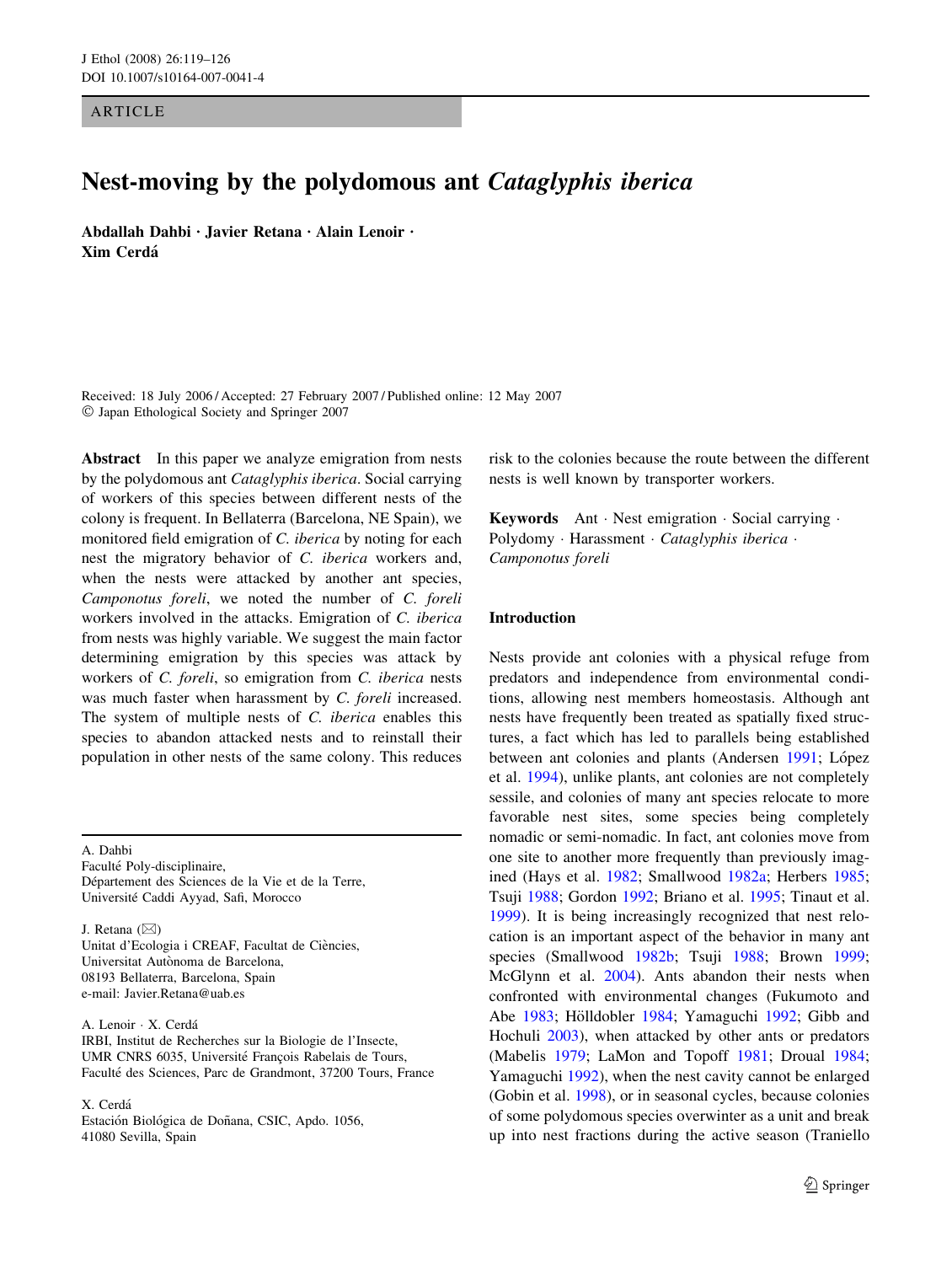ARTICLE

# Nest-moving by the polydomous ant *Cataglyphis iberica*

**Abdallah Dahbi · Javier Retana · Alain Lenoir · Xim Cerdá**

Received: 18 July 2006 / Accepted: 27 February 2007 / Published online: 12 May 2007
© Japan Ethological Society and Springer 2007

**Abstract** In this paper we analyze emigration from nests by the polydomous ant *Cataglyphis iberica*. Social carrying of workers of this species between different nests of the colony is frequent. In Bellaterra (Barcelona, NE Spain), we monitored field emigration of *C. iberica* by noting for each nest the migratory behavior of *C. iberica* workers and, when the nests were attacked by another ant species, *Camponotus foreli*, we noted the number of *C. foreli* workers involved in the attacks. Emigration of *C. iberica* from nests was highly variable. We suggest the main factor determining emigration by this species was attack by workers of *C. foreli*, so emigration from *C. iberica* nests was much faster when harassment by *C. foreli* increased. The system of multiple nests of *C. iberica* enables this species to abandon attacked nests and to reinstall their population in other nests of the same colony. This reduces risk to the colonies because the route between the different nests is well known by transporter workers.

**Keywords** Ant · Nest emigration · Social carrying · Polydomy · Harassment · *Cataglyphis iberica* · *Camponotus foreli*

A. Dahbi
Faculté Poly-disciplinaire,
Département des Sciences de la Vie et de la Terre,
Université Caddi Ayyad, Safi, Morocco

J. Retana (✉)
Unitat d'Ecologia i CREAF, Facultat de Ciències,
Universitat Autònoma de Barcelona,
08193 Bellaterra, Barcelona, Spain
e-mail: Javier.Retana@uab.es

A. Lenoir · X. Cerdá
IRBI, Institut de Recherches sur la Biologie de l'Insecte,
UMR CNRS 6035, Université François Rabelais de Tours,
Faculté des Sciences, Parc de Grandmont, 37200 Tours, France

X. Cerdá
Estación Biológica de Doñana, CSIC, Apdo. 1056,
41080 Sevilla, Spain

## Introduction

Nests provide ant colonies with a physical refuge from predators and independence from environmental conditions, allowing nest members homeostasis. Although ant nests have frequently been treated as spatially fixed structures, a fact which has led to parallels being established between ant colonies and plants (Andersen 1991; López et al. 1994), unlike plants, ant colonies are not completely sessile, and colonies of many ant species relocate to more favorable nest sites, some species being completely nomadic or semi-nomadic. In fact, ant colonies move from one site to another more frequently than previously imagined (Hays et al. 1982; Smallwood 1982a; Herbers 1985; Tsuji 1988; Gordon 1992; Briano et al. 1995; Tinaut et al. 1999). It is being increasingly recognized that nest relocation is an important aspect of the behavior in many ant species (Smallwood 1982b; Tsuji 1988; Brown 1999; McGlynn et al. 2004). Ants abandon their nests when confronted with environmental changes (Fukumoto and Abe 1983; Hölldobler 1984; Yamaguchi 1992; Gibb and Hochuli 2003), when attacked by other ants or predators (Mabelis 1979; LaMon and Topoff 1981; Droual 1984; Yamaguchi 1992), when the nest cavity cannot be enlarged (Gobin et al. 1998), or in seasonal cycles, because colonies of some polydomous species overwinter as a unit and break up into nest fractions during the active season (Traniello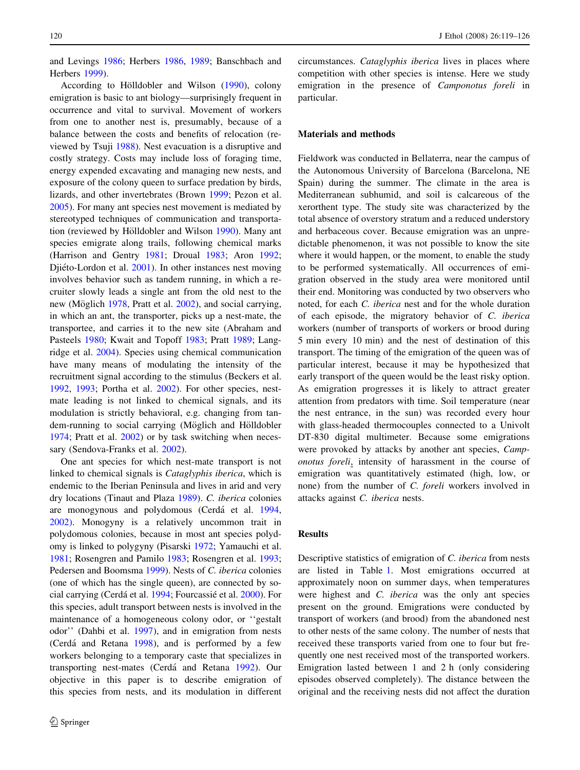and Levings 1986; Herbers 1986, 1989; Banschbach and Herbers 1999).

According to Hölldobler and Wilson (1990), colony emigration is basic to ant biology—surprisingly frequent in occurrence and vital to survival. Movement of workers from one to another nest is, presumably, because of a balance between the costs and benefits of relocation (reviewed by Tsuji 1988). Nest evacuation is a disruptive and costly strategy. Costs may include loss of foraging time, energy expended excavating and managing new nests, and exposure of the colony queen to surface predation by birds, lizards, and other invertebrates (Brown 1999; Pezon et al. 2005). For many ant species nest movement is mediated by stereotyped techniques of communication and transportation (reviewed by Hölldobler and Wilson 1990). Many ant species emigrate along trails, following chemical marks (Harrison and Gentry 1981; Droual 1983; Aron 1992; Djiéto-Lordon et al. 2001). In other instances nest moving involves behavior such as tandem running, in which a recruiter slowly leads a single ant from the old nest to the new (Möglich 1978, Pratt et al. 2002), and social carrying, in which an ant, the transporter, picks up a nest-mate, the transportee, and carries it to the new site (Abraham and Pasteels 1980; Kwait and Topoff 1983; Pratt 1989; Langridge et al. 2004). Species using chemical communication have many means of modulating the intensity of the recruitment signal according to the stimulus (Beckers et al. 1992, 1993; Portha et al. 2002). For other species, nest-mate leading is not linked to chemical signals, and its modulation is strictly behavioral, e.g. changing from tandem-running to social carrying (Möglich and Hölldobler 1974; Pratt et al. 2002) or by task switching when necessary (Sendova-Franks et al. 2002).

One ant species for which nest-mate transport is not linked to chemical signals is *Cataglyphis iberica*, which is endemic to the Iberian Peninsula and lives in arid and very dry locations (Tinaut and Plaza 1989). *C. iberica* colonies are monogynous and polydomous (Cerdá et al. 1994, 2002). Monogyny is a relatively uncommon trait in polydomous colonies, because in most ant species polydomy is linked to polygyny (Pisarski 1972; Yamauchi et al. 1981; Rosengren and Pamilo 1983; Rosengren et al. 1993; Pedersen and Boomsma 1999). Nests of *C. iberica* colonies (one of which has the single queen), are connected by social carrying (Cerdá et al. 1994; Fourcassié et al. 2000). For this species, adult transport between nests is involved in the maintenance of a homogeneous colony odor, or ''gestalt odor'' (Dahbi et al. 1997), and in emigration from nests (Cerdá and Retana 1998), and is performed by a few workers belonging to a temporary caste that specializes in transporting nest-mates (Cerdá and Retana 1992). Our objective in this paper is to describe emigration of this species from nests, and its modulation in different circumstances. *Cataglyphis iberica* lives in places where competition with other species is intense. Here we study emigration in the presence of *Camponotus foreli* in particular.

## Materials and methods

Fieldwork was conducted in Bellaterra, near the campus of the Autonomous University of Barcelona (Barcelona, NE Spain) during the summer. The climate in the area is Mediterranean subhumid, and soil is calcareous of the xerorthent type. The study site was characterized by the total absence of overstory stratum and a reduced understory and herbaceous cover. Because emigration was an unpredictable phenomenon, it was not possible to know the site where it would happen, or the moment, to enable the study to be performed systematically. All occurrences of emigration observed in the study area were monitored until their end. Monitoring was conducted by two observers who noted, for each *C. iberica* nest and for the whole duration of each episode, the migratory behavior of *C. iberica* workers (number of transports of workers or brood during 5 min every 10 min) and the nest of destination of this transport. The timing of the emigration of the queen was of particular interest, because it may be hypothesized that early transport of the queen would be the least risky option. As emigration progresses it is likely to attract greater attention from predators with time. Soil temperature (near the nest entrance, in the sun) was recorded every hour with glass-headed thermocouples connected to a Univolt DT-830 digital multimeter. Because some emigrations were provoked by attacks by another ant species, *Camponotus foreli*, intensity of harassment in the course of emigration was quantitatively estimated (high, low, or none) from the number of *C. foreli* workers involved in attacks against *C. iberica* nests.

## Results

Descriptive statistics of emigration of *C. iberica* from nests are listed in Table 1. Most emigrations occurred at approximately noon on summer days, when temperatures were highest and *C. iberica* was the only ant species present on the ground. Emigrations were conducted by transport of workers (and brood) from the abandoned nest to other nests of the same colony. The number of nests that received these transports varied from one to four but frequently one nest received most of the transported workers. Emigration lasted between 1 and 2 h (only considering episodes observed completely). The distance between the original and the receiving nests did not affect the duration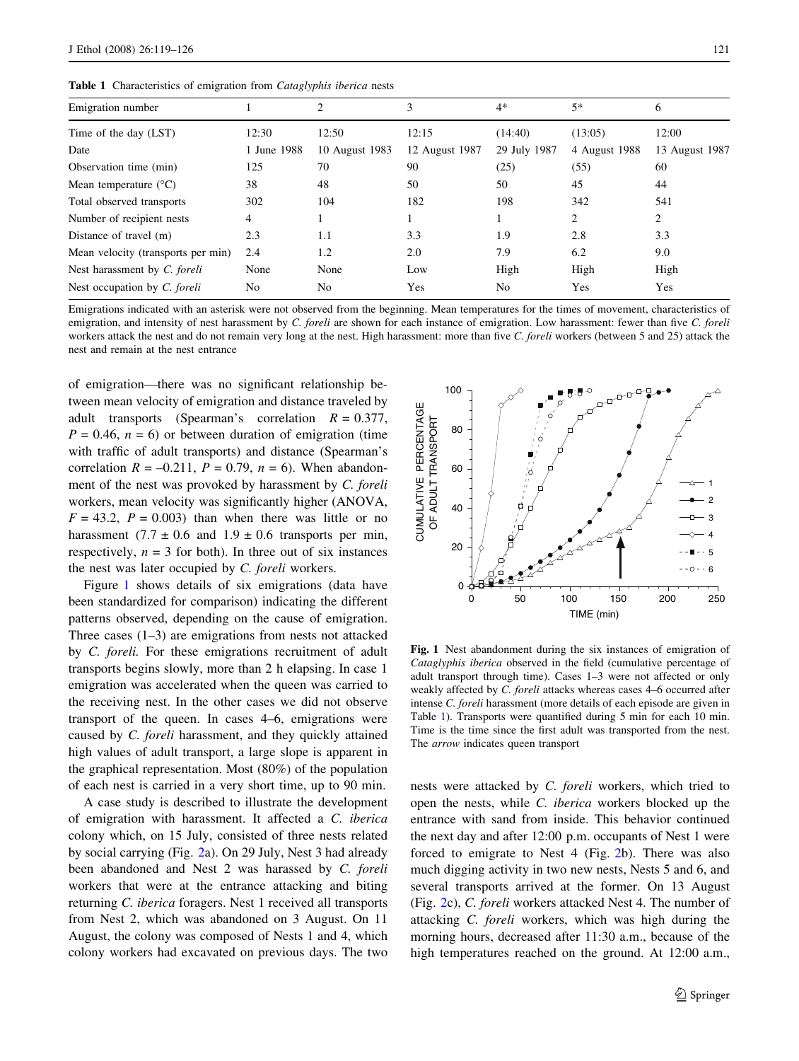**Table 1** Characteristics of emigration from *Cataglyphis iberica* nests

| Emigration number | 1 | 2 | 3 | 4* | 5* | 6 |
|---|---|---|---|---|---|---|
| Time of the day (LST) | 12:30 | 12:50 | 12:15 | (14:40) | (13:05) | 12:00 |
| Date | 1 June 1988 | 10 August 1983 | 12 August 1987 | 29 July 1987 | 4 August 1988 | 13 August 1987 |
| Observation time (min) | 125 | 70 | 90 | (25) | (55) | 60 |
| Mean temperature (°C) | 38 | 48 | 50 | 50 | 45 | 44 |
| Total observed transports | 302 | 104 | 182 | 198 | 342 | 541 |
| Number of recipient nests | 4 | 1 | 1 | 1 | 2 | 2 |
| Distance of travel (m) | 2.3 | 1.1 | 3.3 | 1.9 | 2.8 | 3.3 |
| Mean velocity (transports per min) | 2.4 | 1.2 | 2.0 | 7.9 | 6.2 | 9.0 |
| Nest harassment by *C. foreli* | None | None | Low | High | High | High |
| Nest occupation by *C. foreli* | No | No | Yes | No | Yes | Yes |

Emigrations indicated with an asterisk were not observed from the beginning. Mean temperatures for the times of movement, characteristics of emigration, and intensity of nest harassment by *C. foreli* are shown for each instance of emigration. Low harassment: fewer than five *C. foreli* workers attack the nest and do not remain very long at the nest. High harassment: more than five *C. foreli* workers (between 5 and 25) attack the nest and remain at the nest entrance

of emigration—there was no significant relationship between mean velocity of emigration and distance traveled by adult transports (Spearman's correlation $R = 0.377$, $P = 0.46$, $n = 6$) or between duration of emigration (time with traffic of adult transports) and distance (Spearman's correlation $R = -0.211$, $P = 0.79$, $n = 6$). When abandonment of the nest was provoked by harassment by *C. foreli* workers, mean velocity was significantly higher (ANOVA, $F = 43.2$, $P = 0.003$) than when there was little or no harassment ($7.7 \pm 0.6$ and $1.9 \pm 0.6$ transports per min, respectively, $n = 3$ for both). In three out of six instances the nest was later occupied by *C. foreli* workers.

Figure 1 shows details of six emigrations (data have been standardized for comparison) indicating the different patterns observed, depending on the cause of emigration. Three cases (1–3) are emigrations from nests not attacked by *C. foreli.* For these emigrations recruitment of adult transports begins slowly, more than 2 h elapsing. In case 1 emigration was accelerated when the queen was carried to the receiving nest. In the other cases we did not observe transport of the queen. In cases 4–6, emigrations were caused by *C. foreli* harassment, and they quickly attained high values of adult transport, a large slope is apparent in the graphical representation. Most (80%) of the population of each nest is carried in a very short time, up to 90 min.

A case study is described to illustrate the development of emigration with harassment. It affected a *C. iberica* colony which, on 15 July, consisted of three nests related by social carrying (Fig. 2a). On 29 July, Nest 3 had already been abandoned and Nest 2 was harassed by *C. foreli* workers that were at the entrance attacking and biting returning *C. iberica* foragers. Nest 1 received all transports from Nest 2, which was abandoned on 3 August. On 11 August, the colony was composed of Nests 1 and 4, which colony workers had excavated on previous days. The two nests were attacked by *C. foreli* workers, which tried to open the nests, while *C. iberica* workers blocked up the entrance with sand from inside. This behavior continued the next day and after 12:00 p.m. occupants of Nest 1 were forced to emigrate to Nest 4 (Fig. 2b). There was also much digging activity in two new nests, Nests 5 and 6, and several transports arrived at the former. On 13 August (Fig. 2c), *C. foreli* workers attacked Nest 4. The number of attacking *C. foreli* workers, which was high during the morning hours, decreased after 11:30 a.m., because of the high temperatures reached on the ground. At 12:00 a.m.,

**Fig. 1** Nest abandonment during the six instances of emigration of *Cataglyphis iberica* observed in the field (cumulative percentage of adult transport through time). Cases 1–3 were not affected or only weakly affected by *C. foreli* attacks whereas cases 4–6 occurred after intense *C. foreli* harassment (more details of each episode are given in Table 1). Transports were quantified during 5 min for each 10 min. Time is the time since the first adult was transported from the nest. The *arrow* indicates queen transport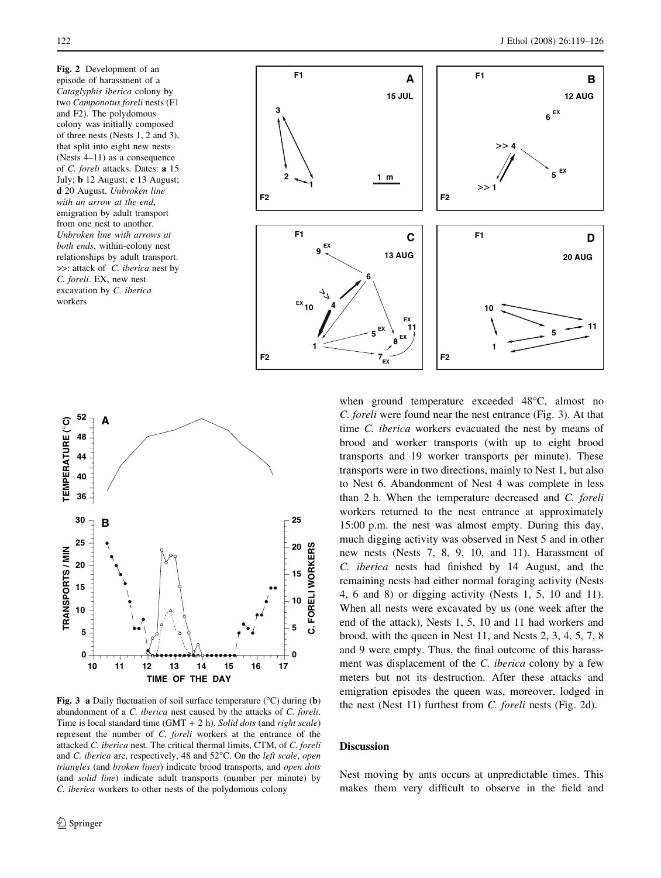**Fig. 2** Development of an episode of harassment of a *Cataglyphis iberica* colony by two *Camponotus foreli* nests (F1 and F2). The polydomous colony was initially composed of three nests (Nests 1, 2 and 3), that split into eight new nests (Nests 4–11) as a consequence of *C. foreli* attacks. Dates: **a** 15 July; **b** 12 August; **c** 13 August; **d** 20 August. *Unbroken line with an arrow at the end*, emigration by adult transport from one nest to another. *Unbroken line with arrows at both ends*, within-colony nest relationships by adult transport. >>: attack of *C. iberica* nest by *C. foreli*. EX, new nest excavation by *C. iberica* workers

**Fig. 3** **a** Daily fluctuation of soil surface temperature (°C) during (**b**) abandonment of a *C. iberica* nest caused by the attacks of *C. foreli*. Time is local standard time (GMT + 2 h). *Solid dots* (and *right scale*) represent the number of *C. foreli* workers at the entrance of the attacked *C. iberica* nest. The critical thermal limits, CTM, of *C. foreli* and *C. iberica* are, respectively, 48 and 52°C. On the *left scale*, *open triangles* (and *broken lines*) indicate brood transports, and *open dots* (and *solid line*) indicate adult transports (number per minute) by *C. iberica* workers to other nests of the polydomous colony

when ground temperature exceeded 48°C, almost no *C. foreli* were found near the nest entrance (Fig. 3). At that time *C. iberica* workers evacuated the nest by means of brood and worker transports (with up to eight brood transports and 19 worker transports per minute). These transports were in two directions, mainly to Nest 1, but also to Nest 6. Abandonment of Nest 4 was complete in less than 2 h. When the temperature decreased and *C. foreli* workers returned to the nest entrance at approximately 15:00 p.m. the nest was almost empty. During this day, much digging activity was observed in Nest 5 and in other new nests (Nests 7, 8, 9, 10, and 11). Harassment of *C. iberica* nests had finished by 14 August, and the remaining nests had either normal foraging activity (Nests 4, 6 and 8) or digging activity (Nests 1, 5, 10 and 11). When all nests were excavated by us (one week after the end of the attack), Nests 1, 5, 10 and 11 had workers and brood, with the queen in Nest 11, and Nests 2, 3, 4, 5, 7, 8 and 9 were empty. Thus, the final outcome of this harassment was displacement of the *C. iberica* colony by a few meters but not its destruction. After these attacks and emigration episodes the queen was, moreover, lodged in the nest (Nest 11) furthest from *C. foreli* nests (Fig. 2d).

## Discussion

Nest moving by ants occurs at unpredictable times. This makes them very difficult to observe in the field and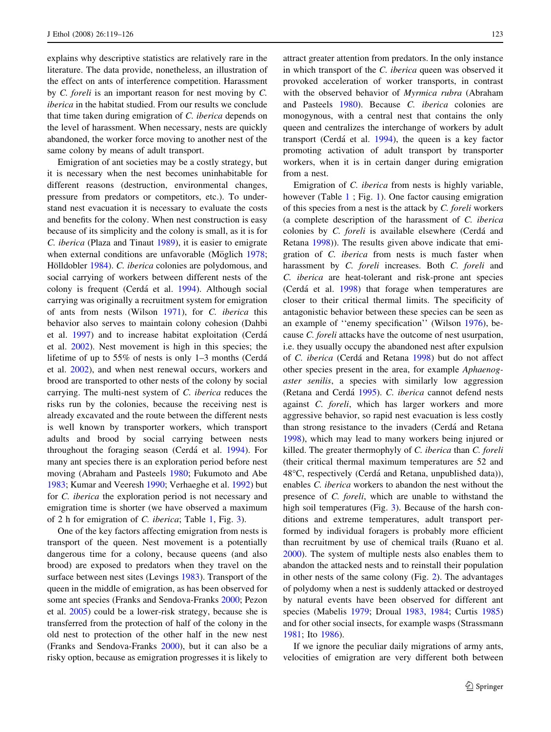explains why descriptive statistics are relatively rare in the literature. The data provide, nonetheless, an illustration of the effect on ants of interference competition. Harassment by *C. foreli* is an important reason for nest moving by *C. iberica* in the habitat studied. From our results we conclude that time taken during emigration of *C. iberica* depends on the level of harassment. When necessary, nests are quickly abandoned, the worker force moving to another nest of the same colony by means of adult transport.

Emigration of ant societies may be a costly strategy, but it is necessary when the nest becomes uninhabitable for different reasons (destruction, environmental changes, pressure from predators or competitors, etc.). To understand nest evacuation it is necessary to evaluate the costs and benefits for the colony. When nest construction is easy because of its simplicity and the colony is small, as it is for *C. iberica* (Plaza and Tinaut 1989), it is easier to emigrate when external conditions are unfavorable (Möglich 1978; Hölldobler 1984). *C. iberica* colonies are polydomous, and social carrying of workers between different nests of the colony is frequent (Cerdá et al. 1994). Although social carrying was originally a recruitment system for emigration of ants from nests (Wilson 1971), for *C. iberica* this behavior also serves to maintain colony cohesion (Dahbi et al. 1997) and to increase habitat exploitation (Cerdá et al. 2002). Nest movement is high in this species; the lifetime of up to 55% of nests is only 1–3 months (Cerdá et al. 2002), and when nest renewal occurs, workers and brood are transported to other nests of the colony by social carrying. The multi-nest system of *C. iberica* reduces the risks run by the colonies, because the receiving nest is already excavated and the route between the different nests is well known by transporter workers, which transport adults and brood by social carrying between nests throughout the foraging season (Cerdá et al. 1994). For many ant species there is an exploration period before nest moving (Abraham and Pasteels 1980; Fukumoto and Abe 1983; Kumar and Veeresh 1990; Verhaeghe et al. 1992) but for *C. iberica* the exploration period is not necessary and emigration time is shorter (we have observed a maximum of 2 h for emigration of *C. iberica*; Table 1, Fig. 3).

One of the key factors affecting emigration from nests is transport of the queen. Nest movement is a potentially dangerous time for a colony, because queens (and also brood) are exposed to predators when they travel on the surface between nest sites (Levings 1983). Transport of the queen in the middle of emigration, as has been observed for some ant species (Franks and Sendova-Franks 2000; Pezon et al. 2005) could be a lower-risk strategy, because she is transferred from the protection of half of the colony in the old nest to protection of the other half in the new nest (Franks and Sendova-Franks 2000), but it can also be a risky option, because as emigration progresses it is likely to attract greater attention from predators. In the only instance in which transport of the *C. iberica* queen was observed it provoked acceleration of worker transports, in contrast with the observed behavior of *Myrmica rubra* (Abraham and Pasteels 1980). Because *C. iberica* colonies are monogynous, with a central nest that contains the only queen and centralizes the interchange of workers by adult transport (Cerdá et al. 1994), the queen is a key factor promoting activation of adult transport by transporter workers, when it is in certain danger during emigration from a nest.

Emigration of *C. iberica* from nests is highly variable, however (Table 1 ; Fig. 1). One factor causing emigration of this species from a nest is the attack by *C. foreli* workers (a complete description of the harassment of *C. iberica* colonies by *C. foreli* is available elsewhere (Cerdá and Retana 1998)). The results given above indicate that emigration of *C. iberica* from nests is much faster when harassment by *C. foreli* increases. Both *C. foreli* and *C. iberica* are heat-tolerant and risk-prone ant species (Cerdá et al. 1998) that forage when temperatures are closer to their critical thermal limits. The specificity of antagonistic behavior between these species can be seen as an example of ''enemy specification'' (Wilson 1976), because *C. foreli* attacks have the outcome of nest usurpation, i.e. they usually occupy the abandoned nest after expulsion of *C. iberica* (Cerdá and Retana 1998) but do not affect other species present in the area, for example *Aphaenogaster senilis*, a species with similarly low aggression (Retana and Cerdá 1995). *C. iberica* cannot defend nests against *C. foreli*, which has larger workers and more aggressive behavior, so rapid nest evacuation is less costly than strong resistance to the invaders (Cerdá and Retana 1998), which may lead to many workers being injured or killed. The greater thermophyly of *C. iberica* than *C. foreli* (their critical thermal maximum temperatures are 52 and 48°C, respectively (Cerdá and Retana, unpublished data)), enables *C. iberica* workers to abandon the nest without the presence of *C. foreli*, which are unable to withstand the high soil temperatures (Fig. 3). Because of the harsh conditions and extreme temperatures, adult transport performed by individual foragers is probably more efficient than recruitment by use of chemical trails (Ruano et al. 2000). The system of multiple nests also enables them to abandon the attacked nests and to reinstall their population in other nests of the same colony (Fig. 2). The advantages of polydomy when a nest is suddenly attacked or destroyed by natural events have been observed for different ant species (Mabelis 1979; Droual 1983, 1984; Curtis 1985) and for other social insects, for example wasps (Strassmann 1981; Ito 1986).

If we ignore the peculiar daily migrations of army ants, velocities of emigration are very different both between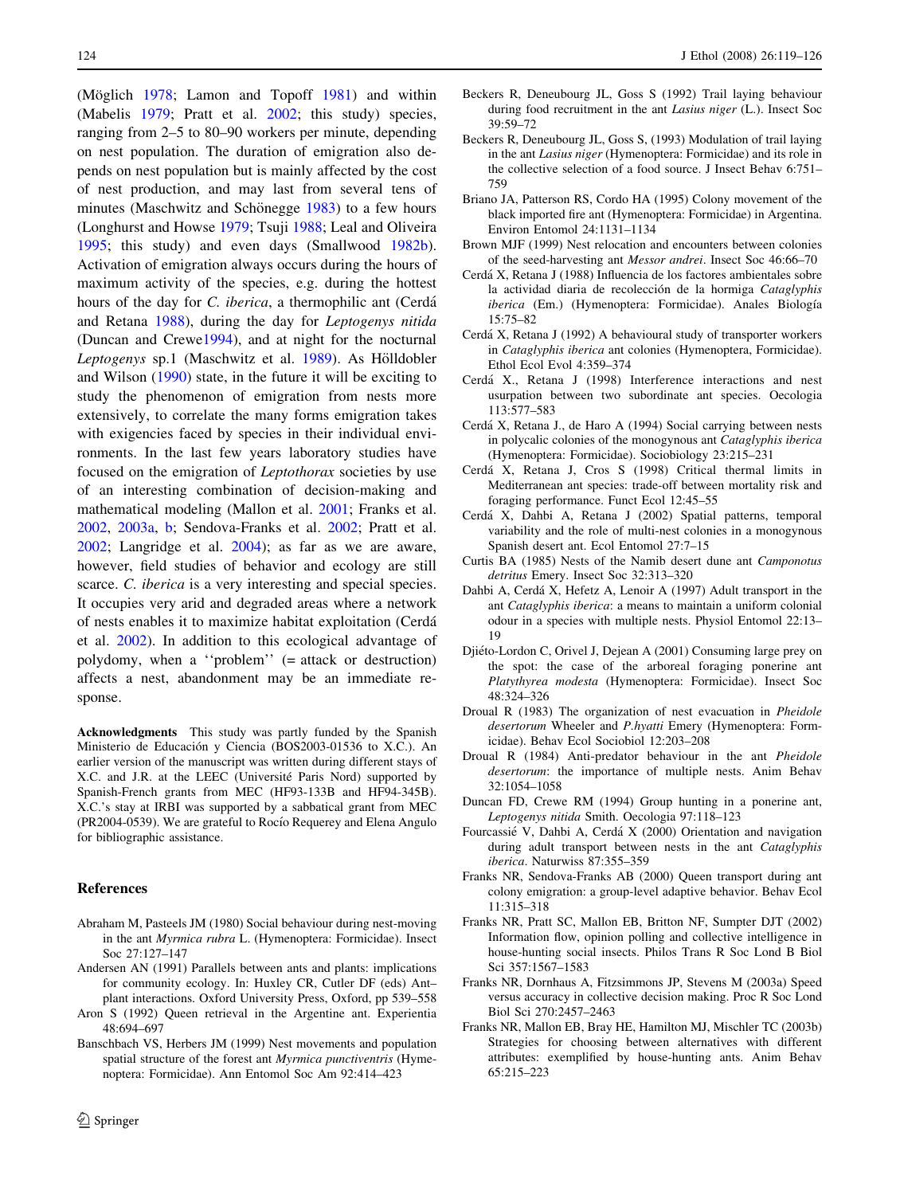(Möglich 1978; Lamon and Topoff 1981) and within (Mabelis 1979; Pratt et al. 2002; this study) species, ranging from 2–5 to 80–90 workers per minute, depending on nest population. The duration of emigration also depends on nest population but is mainly affected by the cost of nest production, and may last from several tens of minutes (Maschwitz and Schönegge 1983) to a few hours (Longhurst and Howse 1979; Tsuji 1988; Leal and Oliveira 1995; this study) and even days (Smallwood 1982b). Activation of emigration always occurs during the hours of maximum activity of the species, e.g. during the hottest hours of the day for *C. iberica*, a thermophilic ant (Cerdá and Retana 1988), during the day for *Leptogenys nitida* (Duncan and Crewe1994), and at night for the nocturnal *Leptogenys* sp.1 (Maschwitz et al. 1989). As Hölldobler and Wilson (1990) state, in the future it will be exciting to study the phenomenon of emigration from nests more extensively, to correlate the many forms emigration takes with exigencies faced by species in their individual environments. In the last few years laboratory studies have focused on the emigration of *Leptothorax* societies by use of an interesting combination of decision-making and mathematical modeling (Mallon et al. 2001; Franks et al. 2002, 2003a, b; Sendova-Franks et al. 2002; Pratt et al. 2002; Langridge et al. 2004); as far as we are aware, however, field studies of behavior and ecology are still scarce. *C. iberica* is a very interesting and special species. It occupies very arid and degraded areas where a network of nests enables it to maximize habitat exploitation (Cerdá et al. 2002). In addition to this ecological advantage of polydomy, when a ''problem'' (= attack or destruction) affects a nest, abandonment may be an immediate response.

**Acknowledgments** This study was partly funded by the Spanish Ministerio de Educación y Ciencia (BOS2003-01536 to X.C.). An earlier version of the manuscript was written during different stays of X.C. and J.R. at the LEEC (Université Paris Nord) supported by Spanish-French grants from MEC (HF93-133B and HF94-345B). X.C.'s stay at IRBI was supported by a sabbatical grant from MEC (PR2004-0539). We are grateful to Rocío Requerey and Elena Angulo for bibliographic assistance.

## References

Abraham M, Pasteels JM (1980) Social behaviour during nest-moving in the ant *Myrmica rubra* L. (Hymenoptera: Formicidae). Insect Soc 27:127–147

Andersen AN (1991) Parallels between ants and plants: implications for community ecology. In: Huxley CR, Cutler DF (eds) Ant–plant interactions. Oxford University Press, Oxford, pp 539–558

Aron S (1992) Queen retrieval in the Argentine ant. Experientia 48:694–697

Banschbach VS, Herbers JM (1999) Nest movements and population spatial structure of the forest ant *Myrmica punctiventris* (Hymenoptera: Formicidae). Ann Entomol Soc Am 92:414–423

Beckers R, Deneubourg JL, Goss S (1992) Trail laying behaviour during food recruitment in the ant *Lasius niger* (L.). Insect Soc 39:59–72

Beckers R, Deneubourg JL, Goss S, (1993) Modulation of trail laying in the ant *Lasius niger* (Hymenoptera: Formicidae) and its role in the collective selection of a food source. J Insect Behav 6:751–759

Briano JA, Patterson RS, Cordo HA (1995) Colony movement of the black imported fire ant (Hymenoptera: Formicidae) in Argentina. Environ Entomol 24:1131–1134

Brown MJF (1999) Nest relocation and encounters between colonies of the seed-harvesting ant *Messor andrei*. Insect Soc 46:66–70

Cerdá X, Retana J (1988) Influencia de los factores ambientales sobre la actividad diaria de recolección de la hormiga *Cataglyphis iberica* (Em.) (Hymenoptera: Formicidae). Anales Biología 15:75–82

Cerdá X, Retana J (1992) A behavioural study of transporter workers in *Cataglyphis iberica* ant colonies (Hymenoptera, Formicidae). Ethol Ecol Evol 4:359–374

Cerdá X., Retana J (1998) Interference interactions and nest usurpation between two subordinate ant species. Oecologia 113:577–583

Cerdá X, Retana J., de Haro A (1994) Social carrying between nests in polycalic colonies of the monogynous ant *Cataglyphis iberica* (Hymenoptera: Formicidae). Sociobiology 23:215–231

Cerdá X, Retana J, Cros S (1998) Critical thermal limits in Mediterranean ant species: trade-off between mortality risk and foraging performance. Funct Ecol 12:45–55

Cerdá X, Dahbi A, Retana J (2002) Spatial patterns, temporal variability and the role of multi-nest colonies in a monogynous Spanish desert ant. Ecol Entomol 27:7–15

Curtis BA (1985) Nests of the Namib desert dune ant *Camponotus detritus* Emery. Insect Soc 32:313–320

Dahbi A, Cerdá X, Hefetz A, Lenoir A (1997) Adult transport in the ant *Cataglyphis iberica*: a means to maintain a uniform colonial odour in a species with multiple nests. Physiol Entomol 22:13–19

Djiéto-Lordon C, Orivel J, Dejean A (2001) Consuming large prey on the spot: the case of the arboreal foraging ponerine ant *Platythyrea modesta* (Hymenoptera: Formicidae). Insect Soc 48:324–326

Droual R (1983) The organization of nest evacuation in *Pheidole desertorum* Wheeler and *P.hyatti* Emery (Hymenoptera: Formicidae). Behav Ecol Sociobiol 12:203–208

Droual R (1984) Anti-predator behaviour in the ant *Pheidole desertorum*: the importance of multiple nests. Anim Behav 32:1054–1058

Duncan FD, Crewe RM (1994) Group hunting in a ponerine ant, *Leptogenys nitida* Smith. Oecologia 97:118–123

Fourcassié V, Dahbi A, Cerdá X (2000) Orientation and navigation during adult transport between nests in the ant *Cataglyphis iberica*. Naturwiss 87:355–359

Franks NR, Sendova-Franks AB (2000) Queen transport during ant colony emigration: a group-level adaptive behavior. Behav Ecol 11:315–318

Franks NR, Pratt SC, Mallon EB, Britton NF, Sumpter DJT (2002) Information flow, opinion polling and collective intelligence in house-hunting social insects. Philos Trans R Soc Lond B Biol Sci 357:1567–1583

Franks NR, Dornhaus A, Fitzsimmons JP, Stevens M (2003a) Speed versus accuracy in collective decision making. Proc R Soc Lond Biol Sci 270:2457–2463

Franks NR, Mallon EB, Bray HE, Hamilton MJ, Mischler TC (2003b) Strategies for choosing between alternatives with different attributes: exemplified by house-hunting ants. Anim Behav 65:215–223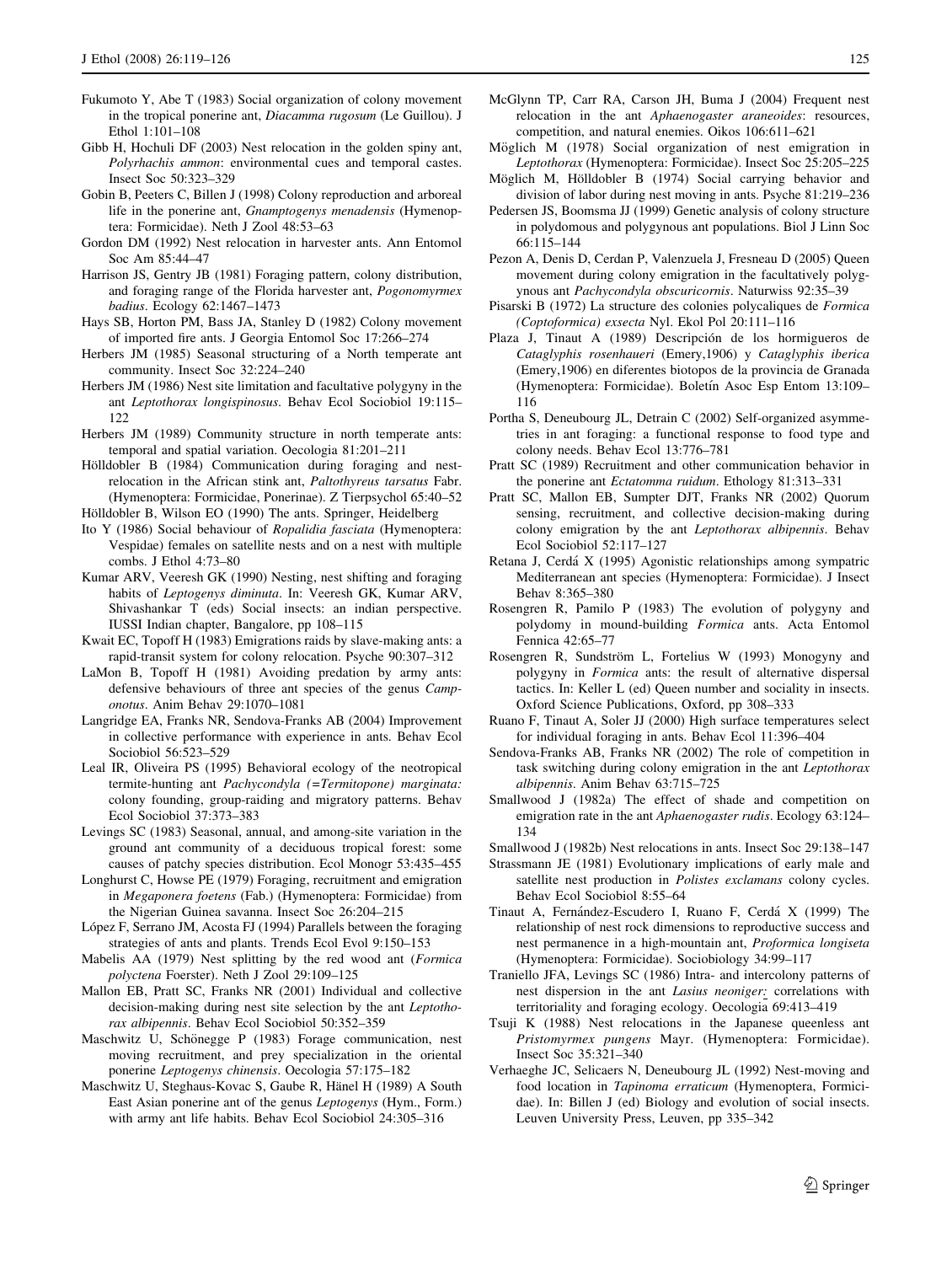Fukumoto Y, Abe T (1983) Social organization of colony movement in the tropical ponerine ant, *Diacamma rugosum* (Le Guillou). J Ethol 1:101–108

Gibb H, Hochuli DF (2003) Nest relocation in the golden spiny ant, *Polyrhachis ammon*: environmental cues and temporal castes. Insect Soc 50:323–329

Gobin B, Peeters C, Billen J (1998) Colony reproduction and arboreal life in the ponerine ant, *Gnamptogenys menadensis* (Hymenoptera: Formicidae). Neth J Zool 48:53–63

Gordon DM (1992) Nest relocation in harvester ants. Ann Entomol Soc Am 85:44–47

Harrison JS, Gentry JB (1981) Foraging pattern, colony distribution, and foraging range of the Florida harvester ant, *Pogonomyrmex badius*. Ecology 62:1467–1473

Hays SB, Horton PM, Bass JA, Stanley D (1982) Colony movement of imported fire ants. J Georgia Entomol Soc 17:266–274

Herbers JM (1985) Seasonal structuring of a North temperate ant community. Insect Soc 32:224–240

Herbers JM (1986) Nest site limitation and facultative polygyny in the ant *Leptothorax longispinosus*. Behav Ecol Sociobiol 19:115–122

Herbers JM (1989) Community structure in north temperate ants: temporal and spatial variation. Oecologia 81:201–211

Hölldobler B (1984) Communication during foraging and nest-relocation in the African stink ant, *Paltothyreus tarsatus* Fabr. (Hymenoptera: Formicidae, Ponerinae). Z Tierpsychol 65:40–52

Hölldobler B, Wilson EO (1990) The ants. Springer, Heidelberg

Ito Y (1986) Social behaviour of *Ropalidia fasciata* (Hymenoptera: Vespidae) females on satellite nests and on a nest with multiple combs. J Ethol 4:73–80

Kumar ARV, Veeresh GK (1990) Nesting, nest shifting and foraging habits of *Leptogenys diminuta*. In: Veeresh GK, Kumar ARV, Shivashankar T (eds) Social insects: an indian perspective. IUSSI Indian chapter, Bangalore, pp 108–115

Kwait EC, Topoff H (1983) Emigrations raids by slave-making ants: a rapid-transit system for colony relocation. Psyche 90:307–312

LaMon B, Topoff H (1981) Avoiding predation by army ants: defensive behaviours of three ant species of the genus *Camponotus*. Anim Behav 29:1070–1081

Langridge EA, Franks NR, Sendova-Franks AB (2004) Improvement in collective performance with experience in ants. Behav Ecol Sociobiol 56:523–529

Leal IR, Oliveira PS (1995) Behavioral ecology of the neotropical termite-hunting ant *Pachycondyla (=Termitopone) marginata:* colony founding, group-raiding and migratory patterns. Behav Ecol Sociobiol 37:373–383

Levings SC (1983) Seasonal, annual, and among-site variation in the ground ant community of a deciduous tropical forest: some causes of patchy species distribution. Ecol Monogr 53:435–455

Longhurst C, Howse PE (1979) Foraging, recruitment and emigration in *Megaponera foetens* (Fab.) (Hymenoptera: Formicidae) from the Nigerian Guinea savanna. Insect Soc 26:204–215

López F, Serrano JM, Acosta FJ (1994) Parallels between the foraging strategies of ants and plants. Trends Ecol Evol 9:150–153

Mabelis AA (1979) Nest splitting by the red wood ant (*Formica polyctena* Foerster). Neth J Zool 29:109–125

Mallon EB, Pratt SC, Franks NR (2001) Individual and collective decision-making during nest site selection by the ant *Leptothorax albipennis*. Behav Ecol Sociobiol 50:352–359

Maschwitz U, Schönegge P (1983) Forage communication, nest moving recruitment, and prey specialization in the oriental ponerine *Leptogenys chinensis*. Oecologia 57:175–182

Maschwitz U, Steghaus-Kovac S, Gaube R, Hänel H (1989) A South East Asian ponerine ant of the genus *Leptogenys* (Hym., Form.) with army ant life habits. Behav Ecol Sociobiol 24:305–316

McGlynn TP, Carr RA, Carson JH, Buma J (2004) Frequent nest relocation in the ant *Aphaenogaster araneoides*: resources, competition, and natural enemies. Oikos 106:611–621

Möglich M (1978) Social organization of nest emigration in *Leptothorax* (Hymenoptera: Formicidae). Insect Soc 25:205–225

Möglich M, Hölldobler B (1974) Social carrying behavior and division of labor during nest moving in ants. Psyche 81:219–236

Pedersen JS, Boomsma JJ (1999) Genetic analysis of colony structure in polydomous and polygynous ant populations. Biol J Linn Soc 66:115–144

Pezon A, Denis D, Cerdan P, Valenzuela J, Fresneau D (2005) Queen movement during colony emigration in the facultatively polygynous ant *Pachycondyla obscuricornis*. Naturwiss 92:35–39

Pisarski B (1972) La structure des colonies polycaliques de *Formica (Coptoformica) exsecta* Nyl. Ekol Pol 20:111–116

Plaza J, Tinaut A (1989) Descripción de los hormigueros de *Cataglyphis rosenhaueri* (Emery,1906) y *Cataglyphis iberica* (Emery,1906) en diferentes biotopos de la provincia de Granada (Hymenoptera: Formicidae). Boletín Asoc Esp Entom 13:109–116

Portha S, Deneubourg JL, Detrain C (2002) Self-organized asymmetries in ant foraging: a functional response to food type and colony needs. Behav Ecol 13:776–781

Pratt SC (1989) Recruitment and other communication behavior in the ponerine ant *Ectatomma ruidum*. Ethology 81:313–331

Pratt SC, Mallon EB, Sumpter DJT, Franks NR (2002) Quorum sensing, recruitment, and collective decision-making during colony emigration by the ant *Leptothorax albipennis*. Behav Ecol Sociobiol 52:117–127

Retana J, Cerdá X (1995) Agonistic relationships among sympatric Mediterranean ant species (Hymenoptera: Formicidae). J Insect Behav 8:365–380

Rosengren R, Pamilo P (1983) The evolution of polygyny and polydomy in mound-building *Formica* ants. Acta Entomol Fennica 42:65–77

Rosengren R, Sundström L, Fortelius W (1993) Monogyny and polygyny in *Formica* ants: the result of alternative dispersal tactics. In: Keller L (ed) Queen number and sociality in insects. Oxford Science Publications, Oxford, pp 308–333

Ruano F, Tinaut A, Soler JJ (2000) High surface temperatures select for individual foraging in ants. Behav Ecol 11:396–404

Sendova-Franks AB, Franks NR (2002) The role of competition in task switching during colony emigration in the ant *Leptothorax albipennis*. Anim Behav 63:715–725

Smallwood J (1982a) The effect of shade and competition on emigration rate in the ant *Aphaenogaster rudis*. Ecology 63:124–134

Smallwood J (1982b) Nest relocations in ants. Insect Soc 29:138–147

Strassmann JE (1981) Evolutionary implications of early male and satellite nest production in *Polistes exclamans* colony cycles. Behav Ecol Sociobiol 8:55–64

Tinaut A, Fernández-Escudero I, Ruano F, Cerdá X (1999) The relationship of nest rock dimensions to reproductive success and nest permanence in a high-mountain ant, *Proformica longiseta* (Hymenoptera: Formicidae). Sociobiology 34:99–117

Traniello JFA, Levings SC (1986) Intra- and intercolony patterns of nest dispersion in the ant *Lasius neoniger:* correlations with territoriality and foraging ecology. Oecologia 69:413–419

Tsuji K (1988) Nest relocations in the Japanese queenless ant *Pristomyrmex pungens* Mayr. (Hymenoptera: Formicidae). Insect Soc 35:321–340

Verhaeghe JC, Selicaers N, Deneubourg JL (1992) Nest-moving and food location in *Tapinoma erraticum* (Hymenoptera, Formicidae). In: Billen J (ed) Biology and evolution of social insects. Leuven University Press, Leuven, pp 335–342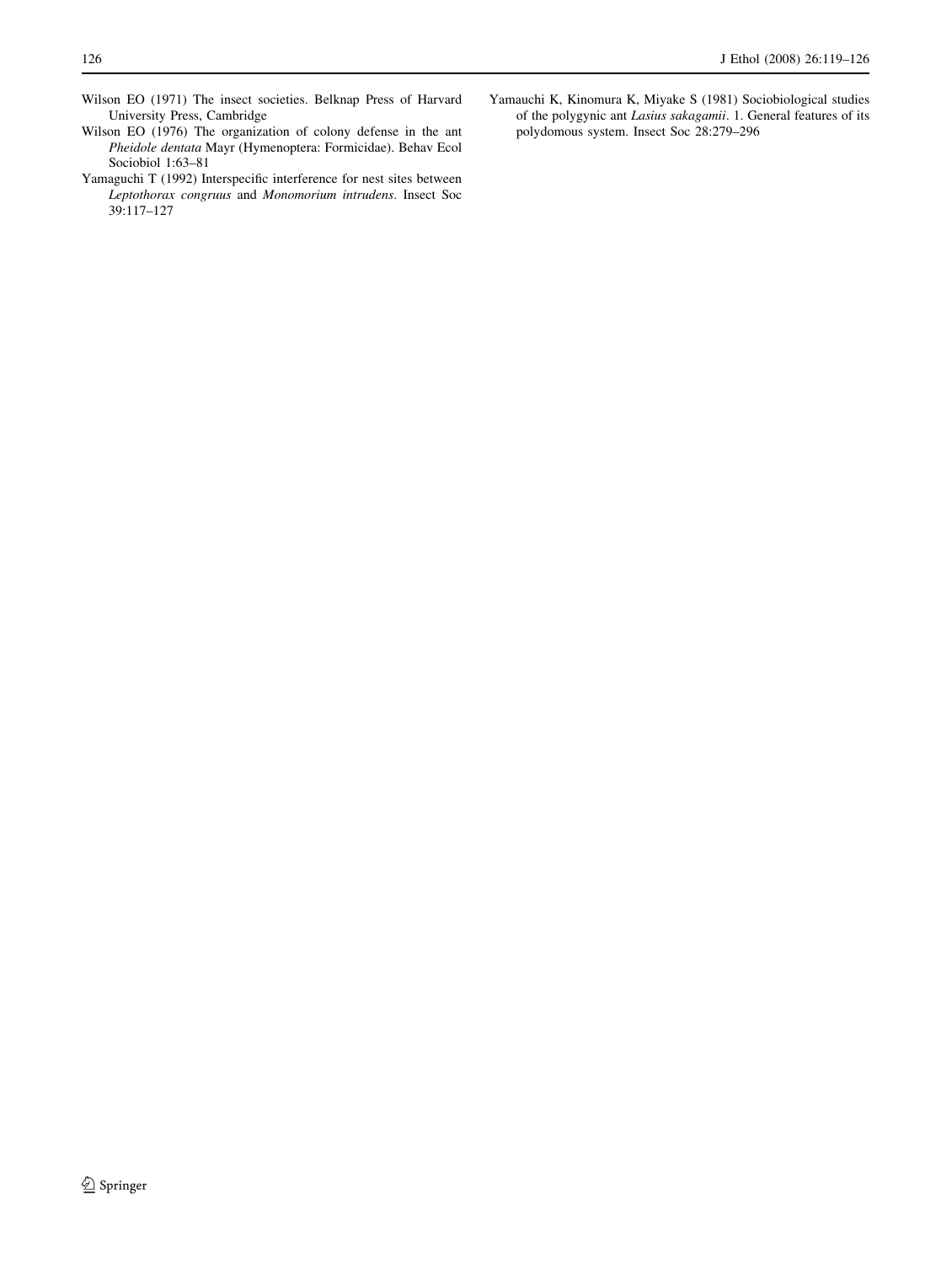Wilson EO (1971) The insect societies. Belknap Press of Harvard University Press, Cambridge

Wilson EO (1976) The organization of colony defense in the ant *Pheidole dentata* Mayr (Hymenoptera: Formicidae). Behav Ecol Sociobiol 1:63–81

Yamaguchi T (1992) Interspecific interference for nest sites between *Leptothorax congruus* and *Monomorium intrudens*. Insect Soc 39:117–127

Yamauchi K, Kinomura K, Miyake S (1981) Sociobiological studies of the polygynic ant *Lasius sakagamii*. 1. General features of its polydomous system. Insect Soc 28:279–296